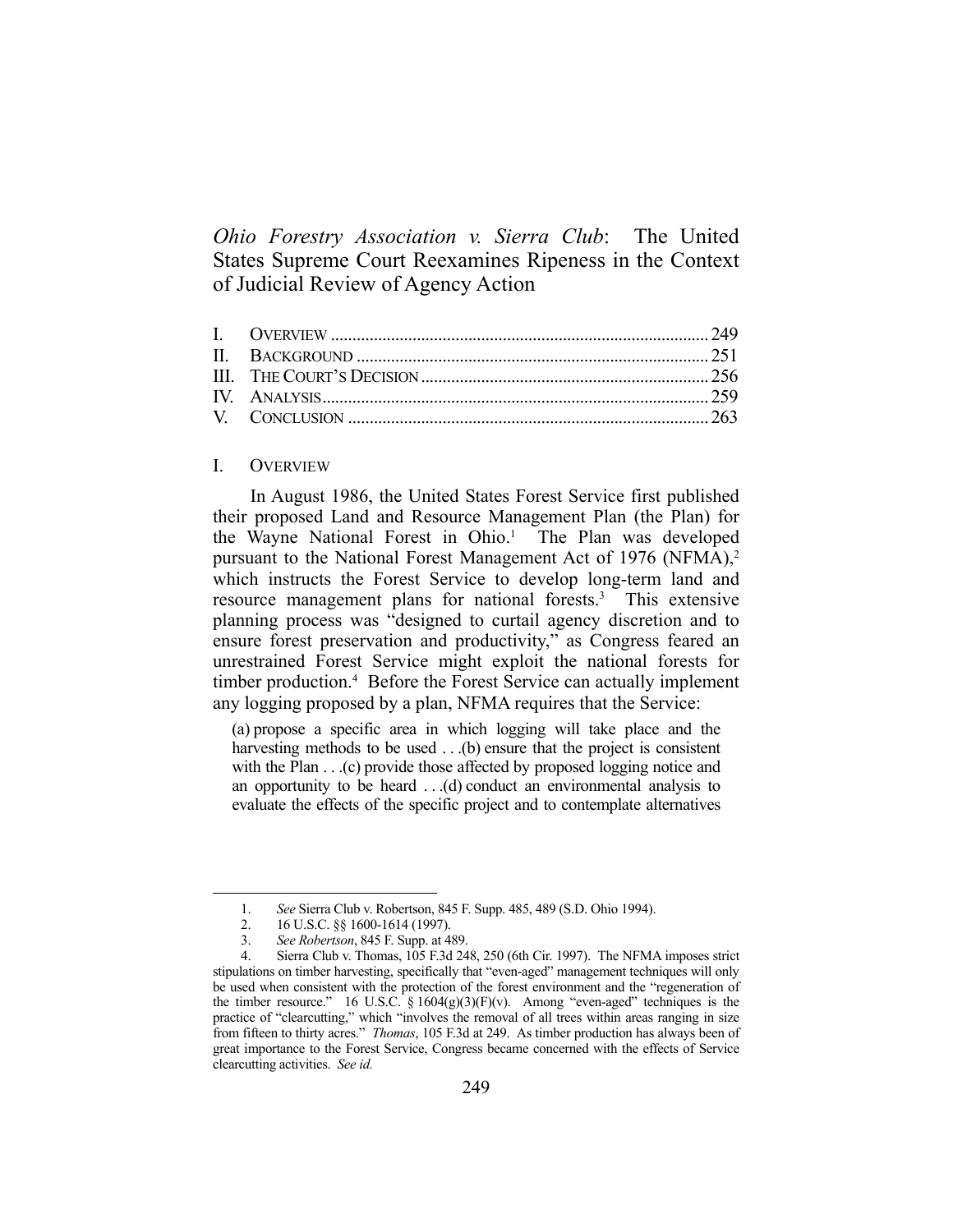# *Ohio Forestry Association v. Sierra Club*: The United States Supreme Court Reexamines Ripeness in the Context of Judicial Review of Agency Action

| | |
|---|---|
| I. OVERVIEW | 249 |
| II. BACKGROUND | 251 |
| III. THE COURT'S DECISION | 256 |
| IV. ANALYSIS | 259 |
| V. CONCLUSION | 263 |

## I. OVERVIEW

In August 1986, the United States Forest Service first published their proposed Land and Resource Management Plan (the Plan) for the Wayne National Forest in Ohio.[1] The Plan was developed pursuant to the National Forest Management Act of 1976 (NFMA),[2] which instructs the Forest Service to develop long-term land and resource management plans for national forests.[3] This extensive planning process was "designed to curtail agency discretion and to ensure forest preservation and productivity," as Congress feared an unrestrained Forest Service might exploit the national forests for timber production.[4] Before the Forest Service can actually implement any logging proposed by a plan, NFMA requires that the Service:

> (a) propose a specific area in which logging will take place and the harvesting methods to be used . . .(b) ensure that the project is consistent with the Plan . . .(c) provide those affected by proposed logging notice and an opportunity to be heard . . .(d) conduct an environmental analysis to evaluate the effects of the specific project and to contemplate alternatives

---

1. *See* Sierra Club v. Robertson, 845 F. Supp. 485, 489 (S.D. Ohio 1994).
2. 16 U.S.C. §§ 1600-1614 (1997).
3. *See Robertson*, 845 F. Supp. at 489.
4. Sierra Club v. Thomas, 105 F.3d 248, 250 (6th Cir. 1997). The NFMA imposes strict stipulations on timber harvesting, specifically that "even-aged" management techniques will only be used when consistent with the protection of the forest environment and the "regeneration of the timber resource." 16 U.S.C. § 1604(g)(3)(F)(v). Among "even-aged" techniques is the practice of "clearcutting," which "involves the removal of all trees within areas ranging in size from fifteen to thirty acres." *Thomas*, 105 F.3d at 249. As timber production has always been of great importance to the Forest Service, Congress became concerned with the effects of Service clearcutting activities. *See id.*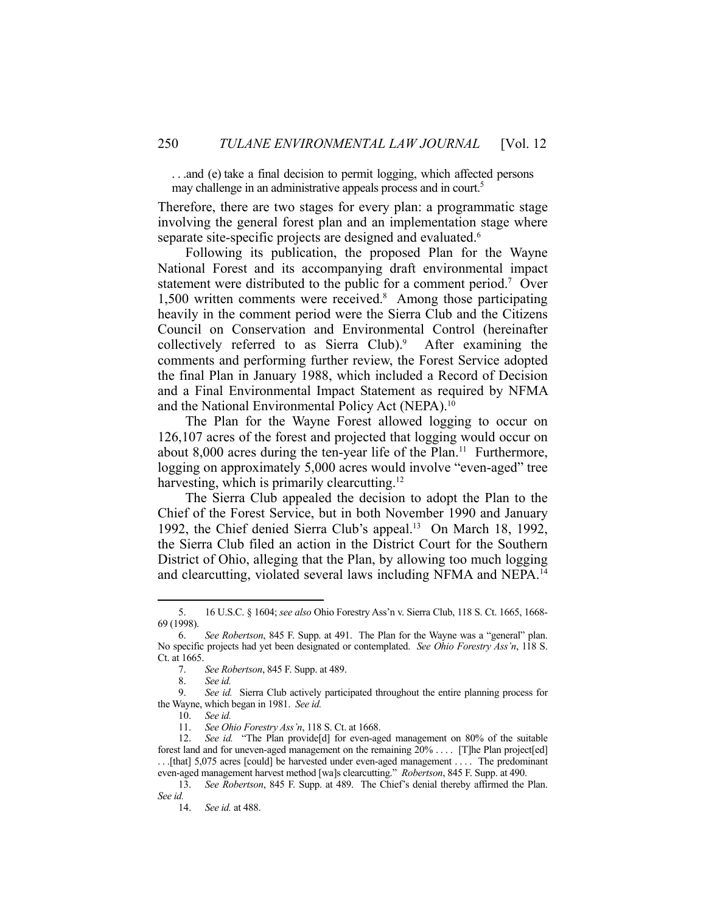. . .and (e) take a final decision to permit logging, which affected persons may challenge in an administrative appeals process and in court.[5]

Therefore, there are two stages for every plan: a programmatic stage involving the general forest plan and an implementation stage where separate site-specific projects are designed and evaluated.[6]

Following its publication, the proposed Plan for the Wayne National Forest and its accompanying draft environmental impact statement were distributed to the public for a comment period.[7] Over 1,500 written comments were received.[8] Among those participating heavily in the comment period were the Sierra Club and the Citizens Council on Conservation and Environmental Control (hereinafter collectively referred to as Sierra Club).[9] After examining the comments and performing further review, the Forest Service adopted the final Plan in January 1988, which included a Record of Decision and a Final Environmental Impact Statement as required by NFMA and the National Environmental Policy Act (NEPA).[10]

The Plan for the Wayne Forest allowed logging to occur on 126,107 acres of the forest and projected that logging would occur on about 8,000 acres during the ten-year life of the Plan.[11] Furthermore, logging on approximately 5,000 acres would involve "even-aged" tree harvesting, which is primarily clearcutting.[12]

The Sierra Club appealed the decision to adopt the Plan to the Chief of the Forest Service, but in both November 1990 and January 1992, the Chief denied Sierra Club's appeal.[13] On March 18, 1992, the Sierra Club filed an action in the District Court for the Southern District of Ohio, alleging that the Plan, by allowing too much logging and clearcutting, violated several laws including NFMA and NEPA.[14]

---

5. 16 U.S.C. § 1604; *see also* Ohio Forestry Ass'n v. Sierra Club, 118 S. Ct. 1665, 1668-69 (1998).

6. *See Robertson*, 845 F. Supp. at 491. The Plan for the Wayne was a "general" plan. No specific projects had yet been designated or contemplated. *See Ohio Forestry Ass'n*, 118 S. Ct. at 1665.

7. *See Robertson*, 845 F. Supp. at 489.

8. *See id.*

9. *See id.* Sierra Club actively participated throughout the entire planning process for the Wayne, which began in 1981. *See id.*

10. *See id.*

11. *See Ohio Forestry Ass'n*, 118 S. Ct. at 1668.

12. *See id.* "The Plan provide[d] for even-aged management on 80% of the suitable forest land and for uneven-aged management on the remaining 20% . . . . [T]he Plan project[ed] . . .[that] 5,075 acres [could] be harvested under even-aged management . . . . The predominant even-aged management harvest method [wa]s clearcutting." *Robertson*, 845 F. Supp. at 490.

13. *See Robertson*, 845 F. Supp. at 489. The Chief's denial thereby affirmed the Plan. *See id.*

14. *See id.* at 488.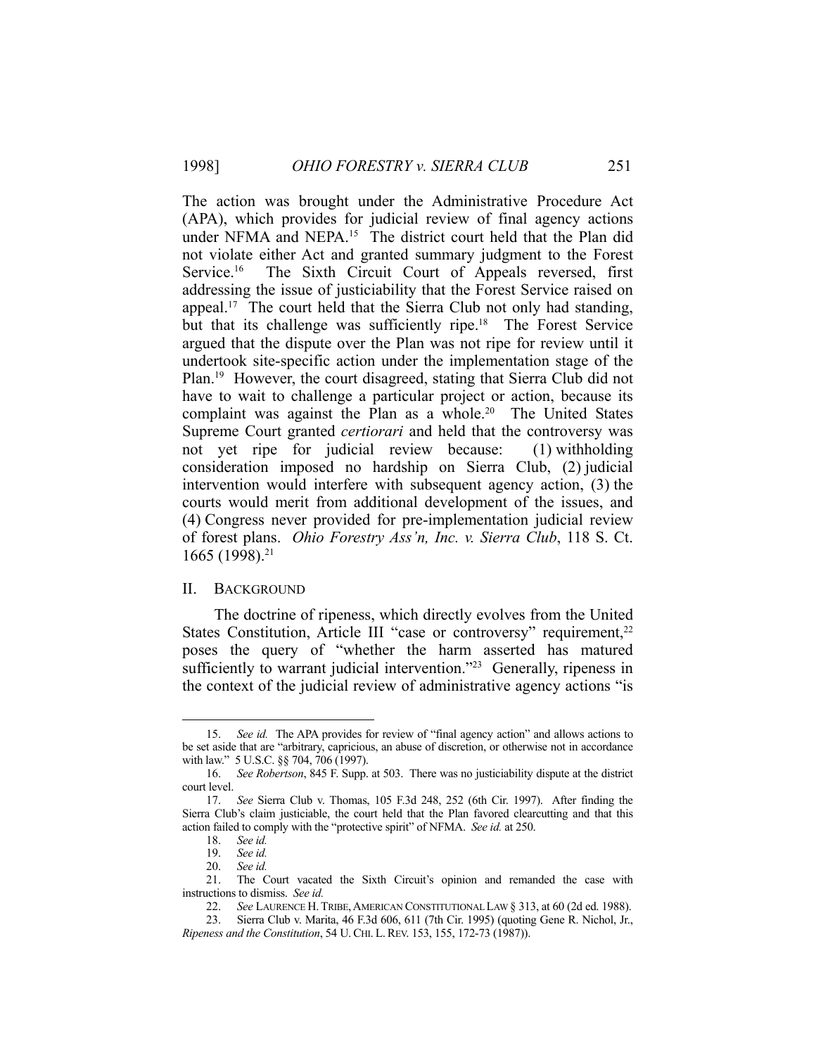The action was brought under the Administrative Procedure Act (APA), which provides for judicial review of final agency actions under NFMA and NEPA.[15] The district court held that the Plan did not violate either Act and granted summary judgment to the Forest Service.[16] The Sixth Circuit Court of Appeals reversed, first addressing the issue of justiciability that the Forest Service raised on appeal.[17] The court held that the Sierra Club not only had standing, but that its challenge was sufficiently ripe.[18] The Forest Service argued that the dispute over the Plan was not ripe for review until it undertook site-specific action under the implementation stage of the Plan.[19] However, the court disagreed, stating that Sierra Club did not have to wait to challenge a particular project or action, because its complaint was against the Plan as a whole.[20] The United States Supreme Court granted *certiorari* and held that the controversy was not yet ripe for judicial review because: (1) withholding consideration imposed no hardship on Sierra Club, (2) judicial intervention would interfere with subsequent agency action, (3) the courts would merit from additional development of the issues, and (4) Congress never provided for pre-implementation judicial review of forest plans. *Ohio Forestry Ass'n, Inc. v. Sierra Club*, 118 S. Ct. 1665 (1998).[21]

## II. BACKGROUND

The doctrine of ripeness, which directly evolves from the United States Constitution, Article III "case or controversy" requirement,[22] poses the query of "whether the harm asserted has matured sufficiently to warrant judicial intervention."[23] Generally, ripeness in the context of the judicial review of administrative agency actions "is

---

15. *See id.* The APA provides for review of "final agency action" and allows actions to be set aside that are "arbitrary, capricious, an abuse of discretion, or otherwise not in accordance with law." 5 U.S.C. §§ 704, 706 (1997).

16. *See Robertson*, 845 F. Supp. at 503. There was no justiciability dispute at the district court level.

17. *See* Sierra Club v. Thomas, 105 F.3d 248, 252 (6th Cir. 1997). After finding the Sierra Club's claim justiciable, the court held that the Plan favored clearcutting and that this action failed to comply with the "protective spirit" of NFMA. *See id.* at 250.

18. *See id.*

19. *See id.*

20. *See id.*

21. The Court vacated the Sixth Circuit's opinion and remanded the case with instructions to dismiss. *See id.*

22. *See* LAURENCE H. TRIBE, AMERICAN CONSTITUTIONAL LAW § 313, at 60 (2d ed. 1988).

23. Sierra Club v. Marita, 46 F.3d 606, 611 (7th Cir. 1995) (quoting Gene R. Nichol, Jr., *Ripeness and the Constitution*, 54 U. CHI. L. REV. 153, 155, 172-73 (1987)).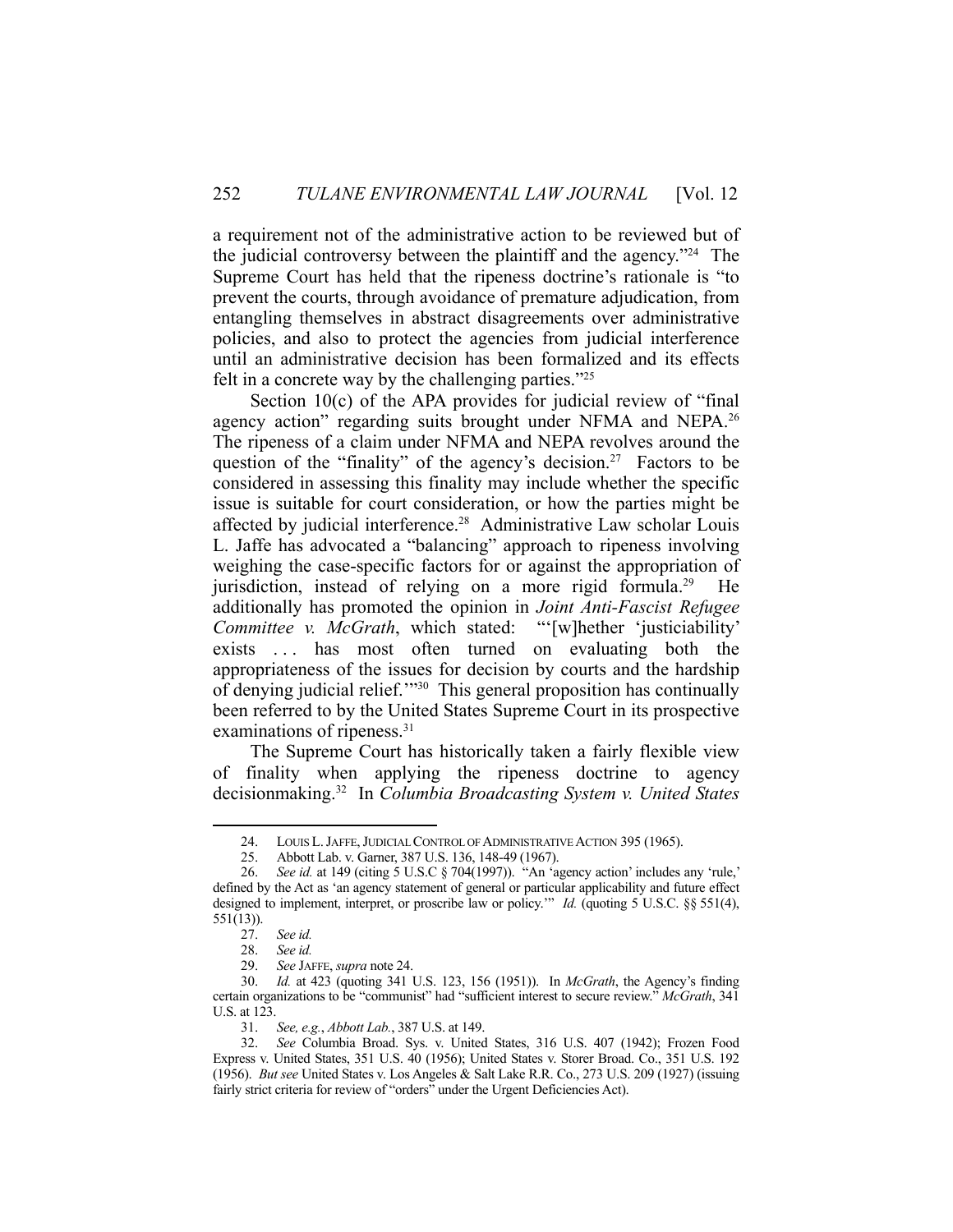a requirement not of the administrative action to be reviewed but of the judicial controversy between the plaintiff and the agency."[24] The Supreme Court has held that the ripeness doctrine's rationale is "to prevent the courts, through avoidance of premature adjudication, from entangling themselves in abstract disagreements over administrative policies, and also to protect the agencies from judicial interference until an administrative decision has been formalized and its effects felt in a concrete way by the challenging parties."[25]

Section 10(c) of the APA provides for judicial review of "final agency action" regarding suits brought under NFMA and NEPA.[26] The ripeness of a claim under NFMA and NEPA revolves around the question of the "finality" of the agency's decision.[27] Factors to be considered in assessing this finality may include whether the specific issue is suitable for court consideration, or how the parties might be affected by judicial interference.[28] Administrative Law scholar Louis L. Jaffe has advocated a "balancing" approach to ripeness involving weighing the case-specific factors for or against the appropriation of jurisdiction, instead of relying on a more rigid formula.[29] He additionally has promoted the opinion in *Joint Anti-Fascist Refugee Committee v. McGrath*, which stated: "'[w]hether 'justiciability' exists . . . has most often turned on evaluating both the appropriateness of the issues for decision by courts and the hardship of denying judicial relief.'"[30] This general proposition has continually been referred to by the United States Supreme Court in its prospective examinations of ripeness.[31]

The Supreme Court has historically taken a fairly flexible view of finality when applying the ripeness doctrine to agency decisionmaking.[32] In *Columbia Broadcasting System v. United States*

---

24. LOUIS L. JAFFE, JUDICIAL CONTROL OF ADMINISTRATIVE ACTION 395 (1965).

25. Abbott Lab. v. Garner, 387 U.S. 136, 148-49 (1967).

26. *See id.* at 149 (citing 5 U.S.C § 704(1997)). "An 'agency action' includes any 'rule,' defined by the Act as 'an agency statement of general or particular applicability and future effect designed to implement, interpret, or proscribe law or policy.'" *Id.* (quoting 5 U.S.C. §§ 551(4), 551(13)).

27. *See id.*

28. *See id.*

29. *See* JAFFE, *supra* note 24.

30. *Id.* at 423 (quoting 341 U.S. 123, 156 (1951)). In *McGrath*, the Agency's finding certain organizations to be "communist" had "sufficient interest to secure review." *McGrath*, 341 U.S. at 123.

31. *See, e.g.*, *Abbott Lab.*, 387 U.S. at 149.

32. *See* Columbia Broad. Sys. v. United States, 316 U.S. 407 (1942); Frozen Food Express v. United States, 351 U.S. 40 (1956); United States v. Storer Broad. Co., 351 U.S. 192 (1956). *But see* United States v. Los Angeles & Salt Lake R.R. Co., 273 U.S. 209 (1927) (issuing fairly strict criteria for review of "orders" under the Urgent Deficiencies Act).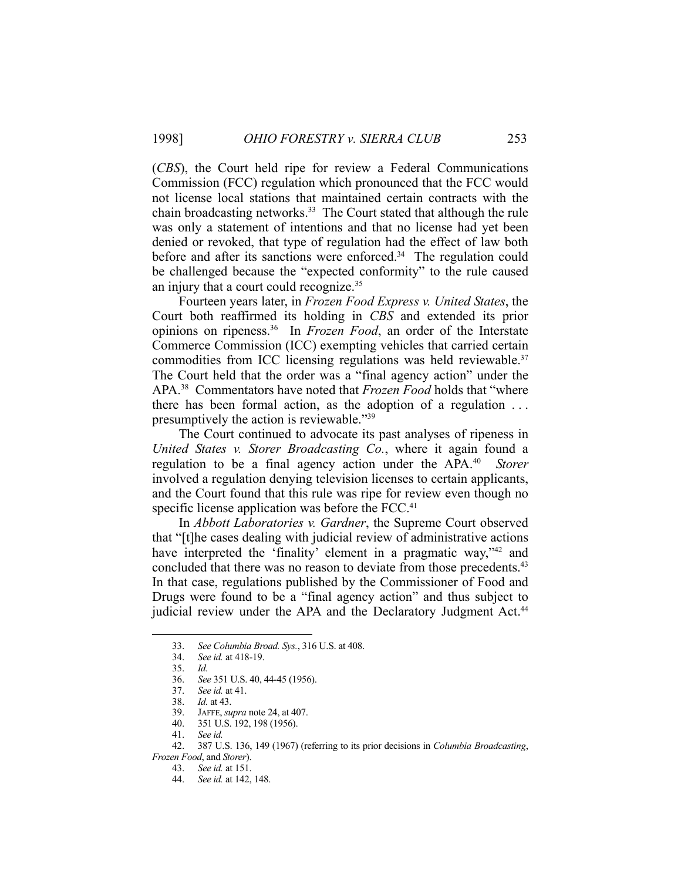(*CBS*), the Court held ripe for review a Federal Communications Commission (FCC) regulation which pronounced that the FCC would not license local stations that maintained certain contracts with the chain broadcasting networks.[33] The Court stated that although the rule was only a statement of intentions and that no license had yet been denied or revoked, that type of regulation had the effect of law both before and after its sanctions were enforced.[34] The regulation could be challenged because the "expected conformity" to the rule caused an injury that a court could recognize.[35]

Fourteen years later, in *Frozen Food Express v. United States*, the Court both reaffirmed its holding in *CBS* and extended its prior opinions on ripeness.[36] In *Frozen Food*, an order of the Interstate Commerce Commission (ICC) exempting vehicles that carried certain commodities from ICC licensing regulations was held reviewable.[37] The Court held that the order was a "final agency action" under the APA.[38] Commentators have noted that *Frozen Food* holds that "where there has been formal action, as the adoption of a regulation . . . presumptively the action is reviewable."[39]

The Court continued to advocate its past analyses of ripeness in *United States v. Storer Broadcasting Co.*, where it again found a regulation to be a final agency action under the APA.[40] *Storer* involved a regulation denying television licenses to certain applicants, and the Court found that this rule was ripe for review even though no specific license application was before the FCC.[41]

In *Abbott Laboratories v. Gardner*, the Supreme Court observed that "[t]he cases dealing with judicial review of administrative actions have interpreted the 'finality' element in a pragmatic way,"[42] and concluded that there was no reason to deviate from those precedents.[43] In that case, regulations published by the Commissioner of Food and Drugs were found to be a "final agency action" and thus subject to judicial review under the APA and the Declaratory Judgment Act.[44]

---

33. *See Columbia Broad. Sys.*, 316 U.S. at 408.
34. *See id.* at 418-19.
35. *Id.*
36. *See* 351 U.S. 40, 44-45 (1956).
37. *See id.* at 41.
38. *Id.* at 43.
39. JAFFE, *supra* note 24, at 407.
40. 351 U.S. 192, 198 (1956).
41. *See id.*
42. 387 U.S. 136, 149 (1967) (referring to its prior decisions in *Columbia Broadcasting*, *Frozen Food*, and *Storer*).
43. *See id.* at 151.
44. *See id.* at 142, 148.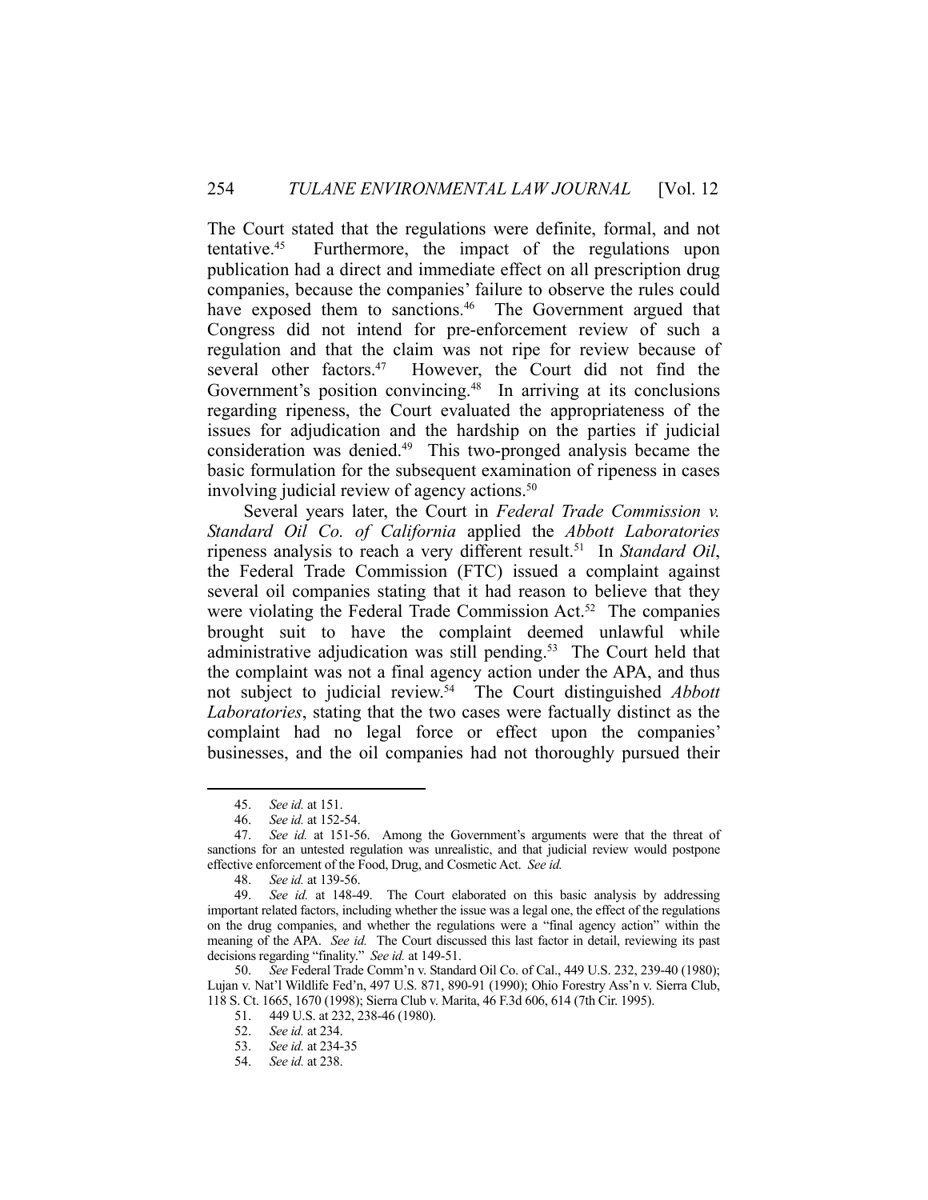The Court stated that the regulations were definite, formal, and not tentative.[45] Furthermore, the impact of the regulations upon publication had a direct and immediate effect on all prescription drug companies, because the companies' failure to observe the rules could have exposed them to sanctions.[46] The Government argued that Congress did not intend for pre-enforcement review of such a regulation and that the claim was not ripe for review because of several other factors.[47] However, the Court did not find the Government's position convincing.[48] In arriving at its conclusions regarding ripeness, the Court evaluated the appropriateness of the issues for adjudication and the hardship on the parties if judicial consideration was denied.[49] This two-pronged analysis became the basic formulation for the subsequent examination of ripeness in cases involving judicial review of agency actions.[50]

Several years later, the Court in *Federal Trade Commission v. Standard Oil Co. of California* applied the *Abbott Laboratories* ripeness analysis to reach a very different result.[51] In *Standard Oil*, the Federal Trade Commission (FTC) issued a complaint against several oil companies stating that it had reason to believe that they were violating the Federal Trade Commission Act.[52] The companies brought suit to have the complaint deemed unlawful while administrative adjudication was still pending.[53] The Court held that the complaint was not a final agency action under the APA, and thus not subject to judicial review.[54] The Court distinguished *Abbott Laboratories*, stating that the two cases were factually distinct as the complaint had no legal force or effect upon the companies' businesses, and the oil companies had not thoroughly pursued their

---

45. *See id.* at 151.

46. *See id.* at 152-54.

47. *See id.* at 151-56. Among the Government's arguments were that the threat of sanctions for an untested regulation was unrealistic, and that judicial review would postpone effective enforcement of the Food, Drug, and Cosmetic Act. *See id.*

48. *See id.* at 139-56.

49. *See id.* at 148-49. The Court elaborated on this basic analysis by addressing important related factors, including whether the issue was a legal one, the effect of the regulations on the drug companies, and whether the regulations were a "final agency action" within the meaning of the APA. *See id.* The Court discussed this last factor in detail, reviewing its past decisions regarding "finality." *See id.* at 149-51.

50. *See* Federal Trade Comm'n v. Standard Oil Co. of Cal., 449 U.S. 232, 239-40 (1980); Lujan v. Nat'l Wildlife Fed'n, 497 U.S. 871, 890-91 (1990); Ohio Forestry Ass'n v. Sierra Club, 118 S. Ct. 1665, 1670 (1998); Sierra Club v. Marita, 46 F.3d 606, 614 (7th Cir. 1995).

51. 449 U.S. at 232, 238-46 (1980).

52. *See id.* at 234.

53. *See id.* at 234-35

54. *See id.* at 238.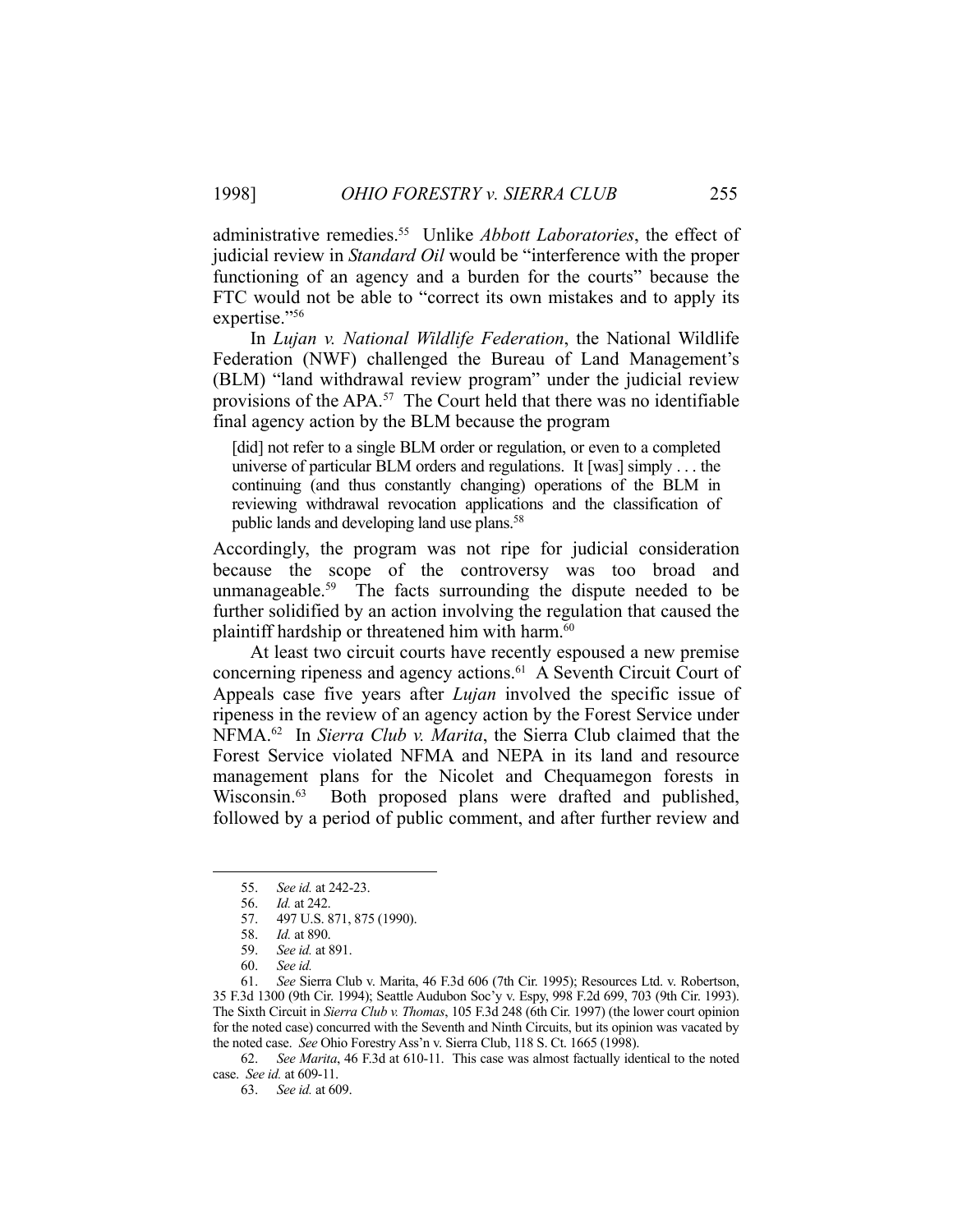administrative remedies.[55] Unlike *Abbott Laboratories*, the effect of judicial review in *Standard Oil* would be "interference with the proper functioning of an agency and a burden for the courts" because the FTC would not be able to "correct its own mistakes and to apply its expertise."[56]

In *Lujan v. National Wildlife Federation*, the National Wildlife Federation (NWF) challenged the Bureau of Land Management's (BLM) "land withdrawal review program" under the judicial review provisions of the APA.[57] The Court held that there was no identifiable final agency action by the BLM because the program

> [did] not refer to a single BLM order or regulation, or even to a completed universe of particular BLM orders and regulations. It [was] simply . . . the continuing (and thus constantly changing) operations of the BLM in reviewing withdrawal revocation applications and the classification of public lands and developing land use plans.[58]

Accordingly, the program was not ripe for judicial consideration because the scope of the controversy was too broad and unmanageable.[59] The facts surrounding the dispute needed to be further solidified by an action involving the regulation that caused the plaintiff hardship or threatened him with harm.[60]

At least two circuit courts have recently espoused a new premise concerning ripeness and agency actions.[61] A Seventh Circuit Court of Appeals case five years after *Lujan* involved the specific issue of ripeness in the review of an agency action by the Forest Service under NFMA.[62] In *Sierra Club v. Marita*, the Sierra Club claimed that the Forest Service violated NFMA and NEPA in its land and resource management plans for the Nicolet and Chequamegon forests in Wisconsin.[63] Both proposed plans were drafted and published, followed by a period of public comment, and after further review and

---

55. *See id.* at 242-23.

56. *Id.* at 242.

57. 497 U.S. 871, 875 (1990).

58. *Id.* at 890.

59. *See id.* at 891.

60. *See id.*

61. *See* Sierra Club v. Marita, 46 F.3d 606 (7th Cir. 1995); Resources Ltd. v. Robertson, 35 F.3d 1300 (9th Cir. 1994); Seattle Audubon Soc'y v. Espy, 998 F.2d 699, 703 (9th Cir. 1993). The Sixth Circuit in *Sierra Club v. Thomas*, 105 F.3d 248 (6th Cir. 1997) (the lower court opinion for the noted case) concurred with the Seventh and Ninth Circuits, but its opinion was vacated by the noted case. *See* Ohio Forestry Ass'n v. Sierra Club, 118 S. Ct. 1665 (1998).

62. *See Marita*, 46 F.3d at 610-11. This case was almost factually identical to the noted case. *See id.* at 609-11.

63. *See id.* at 609.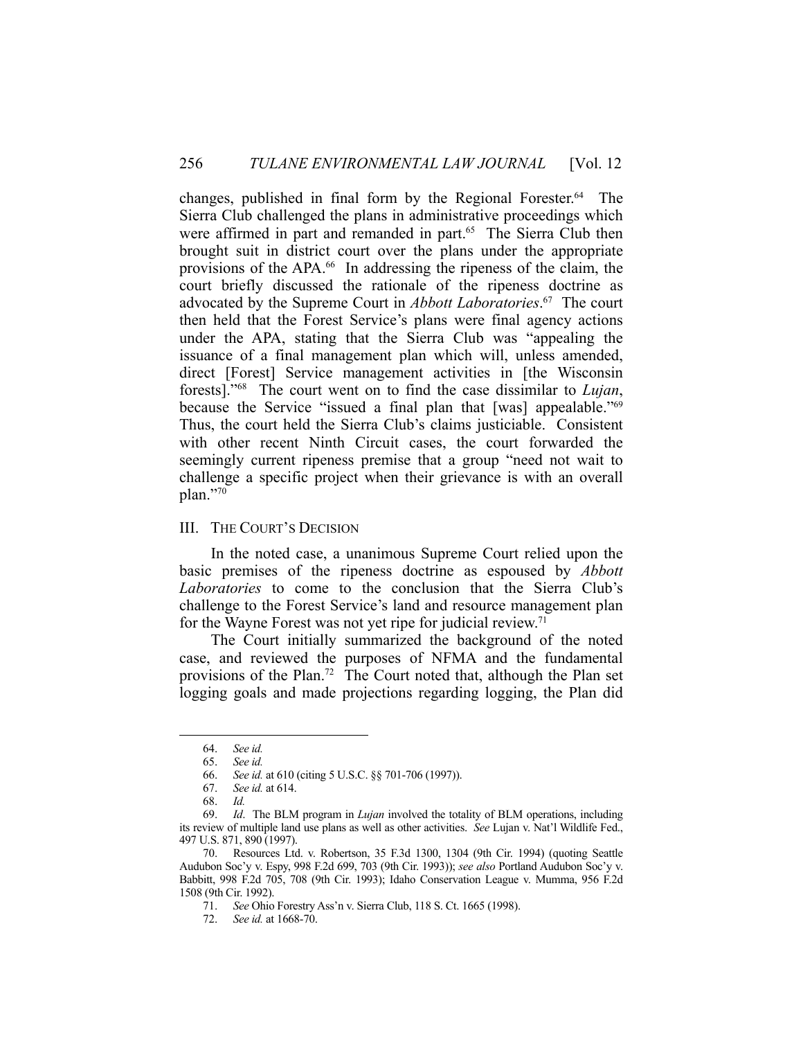changes, published in final form by the Regional Forester.[64] The Sierra Club challenged the plans in administrative proceedings which were affirmed in part and remanded in part.[65] The Sierra Club then brought suit in district court over the plans under the appropriate provisions of the APA.[66] In addressing the ripeness of the claim, the court briefly discussed the rationale of the ripeness doctrine as advocated by the Supreme Court in *Abbott Laboratories*.[67] The court then held that the Forest Service's plans were final agency actions under the APA, stating that the Sierra Club was "appealing the issuance of a final management plan which will, unless amended, direct [Forest] Service management activities in [the Wisconsin forests]."[68] The court went on to find the case dissimilar to *Lujan*, because the Service "issued a final plan that [was] appealable."[69] Thus, the court held the Sierra Club's claims justiciable. Consistent with other recent Ninth Circuit cases, the court forwarded the seemingly current ripeness premise that a group "need not wait to challenge a specific project when their grievance is with an overall plan."[70]

## III. The Court's Decision

In the noted case, a unanimous Supreme Court relied upon the basic premises of the ripeness doctrine as espoused by *Abbott Laboratories* to come to the conclusion that the Sierra Club's challenge to the Forest Service's land and resource management plan for the Wayne Forest was not yet ripe for judicial review.[71]

The Court initially summarized the background of the noted case, and reviewed the purposes of NFMA and the fundamental provisions of the Plan.[72] The Court noted that, although the Plan set logging goals and made projections regarding logging, the Plan did

---

64. *See id.*

65. *See id.*

66. *See id.* at 610 (citing 5 U.S.C. §§ 701-706 (1997)).

67. *See id.* at 614.

68. *Id.*

69. *Id*. The BLM program in *Lujan* involved the totality of BLM operations, including its review of multiple land use plans as well as other activities. *See* Lujan v. Nat'l Wildlife Fed., 497 U.S. 871, 890 (1997).

70. Resources Ltd. v. Robertson, 35 F.3d 1300, 1304 (9th Cir. 1994) (quoting Seattle Audubon Soc'y v. Espy, 998 F.2d 699, 703 (9th Cir. 1993)); *see also* Portland Audubon Soc'y v. Babbitt, 998 F.2d 705, 708 (9th Cir. 1993); Idaho Conservation League v. Mumma, 956 F.2d 1508 (9th Cir. 1992).

71. *See* Ohio Forestry Ass'n v. Sierra Club, 118 S. Ct. 1665 (1998).

72. *See id.* at 1668-70.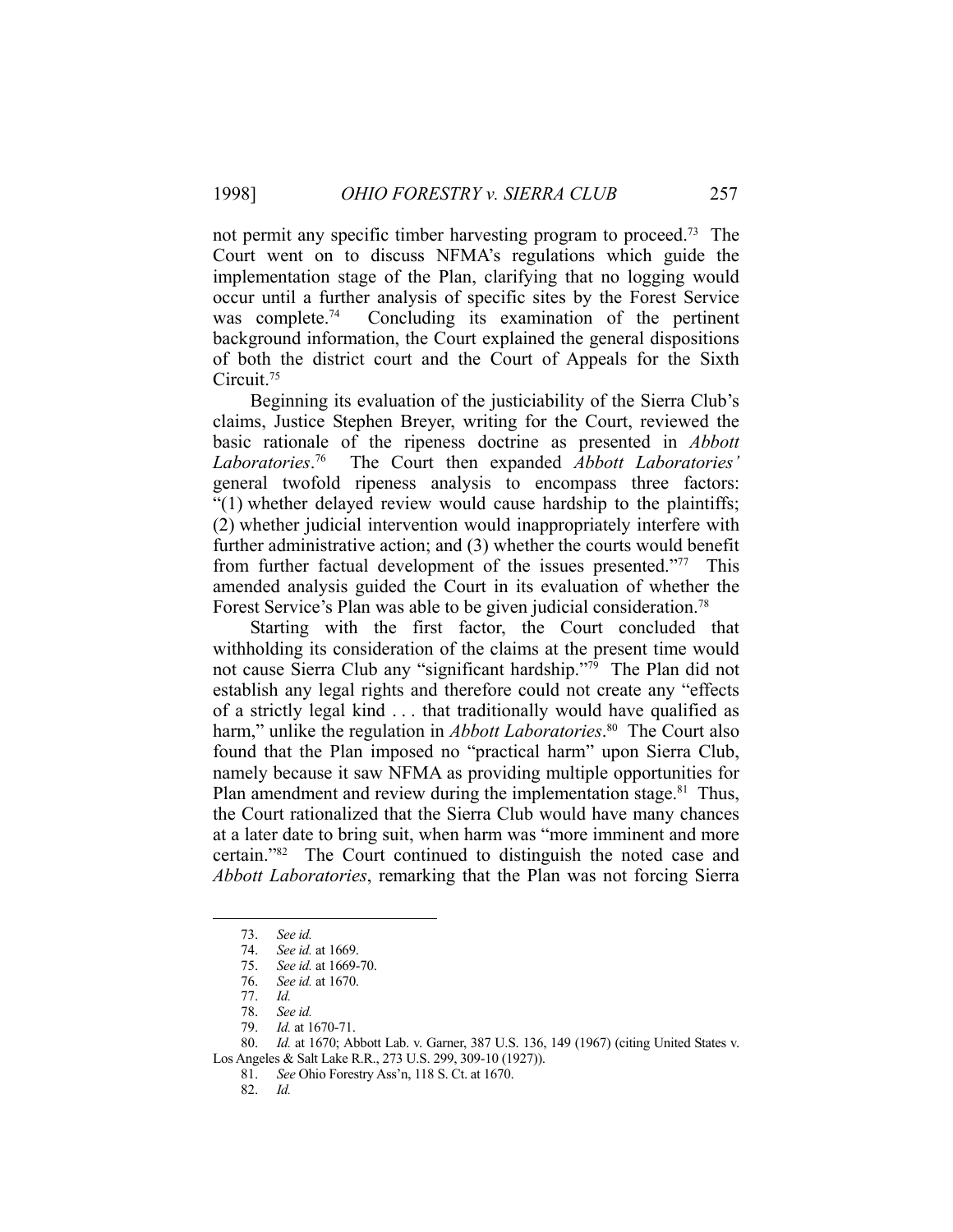not permit any specific timber harvesting program to proceed.[73] The Court went on to discuss NFMA's regulations which guide the implementation stage of the Plan, clarifying that no logging would occur until a further analysis of specific sites by the Forest Service was complete.[74] Concluding its examination of the pertinent background information, the Court explained the general dispositions of both the district court and the Court of Appeals for the Sixth Circuit.[75]

Beginning its evaluation of the justiciability of the Sierra Club's claims, Justice Stephen Breyer, writing for the Court, reviewed the basic rationale of the ripeness doctrine as presented in *Abbott Laboratories*.[76] The Court then expanded *Abbott Laboratories'* general twofold ripeness analysis to encompass three factors: "(1) whether delayed review would cause hardship to the plaintiffs; (2) whether judicial intervention would inappropriately interfere with further administrative action; and (3) whether the courts would benefit from further factual development of the issues presented."[77] This amended analysis guided the Court in its evaluation of whether the Forest Service's Plan was able to be given judicial consideration.[78]

Starting with the first factor, the Court concluded that withholding its consideration of the claims at the present time would not cause Sierra Club any "significant hardship."[79] The Plan did not establish any legal rights and therefore could not create any "effects of a strictly legal kind . . . that traditionally would have qualified as harm," unlike the regulation in *Abbott Laboratories*.[80] The Court also found that the Plan imposed no "practical harm" upon Sierra Club, namely because it saw NFMA as providing multiple opportunities for Plan amendment and review during the implementation stage.[81] Thus, the Court rationalized that the Sierra Club would have many chances at a later date to bring suit, when harm was "more imminent and more certain."[82] The Court continued to distinguish the noted case and *Abbott Laboratories*, remarking that the Plan was not forcing Sierra

---

73. *See id.*

74. *See id.* at 1669.

75. *See id.* at 1669-70.

76. *See id.* at 1670.

77. *Id.*

78. *See id.*

79. *Id.* at 1670-71.

80. *Id.* at 1670; Abbott Lab. v. Garner, 387 U.S. 136, 149 (1967) (citing United States v. Los Angeles & Salt Lake R.R., 273 U.S. 299, 309-10 (1927)).

81. *See* Ohio Forestry Ass'n, 118 S. Ct. at 1670.

82. *Id.*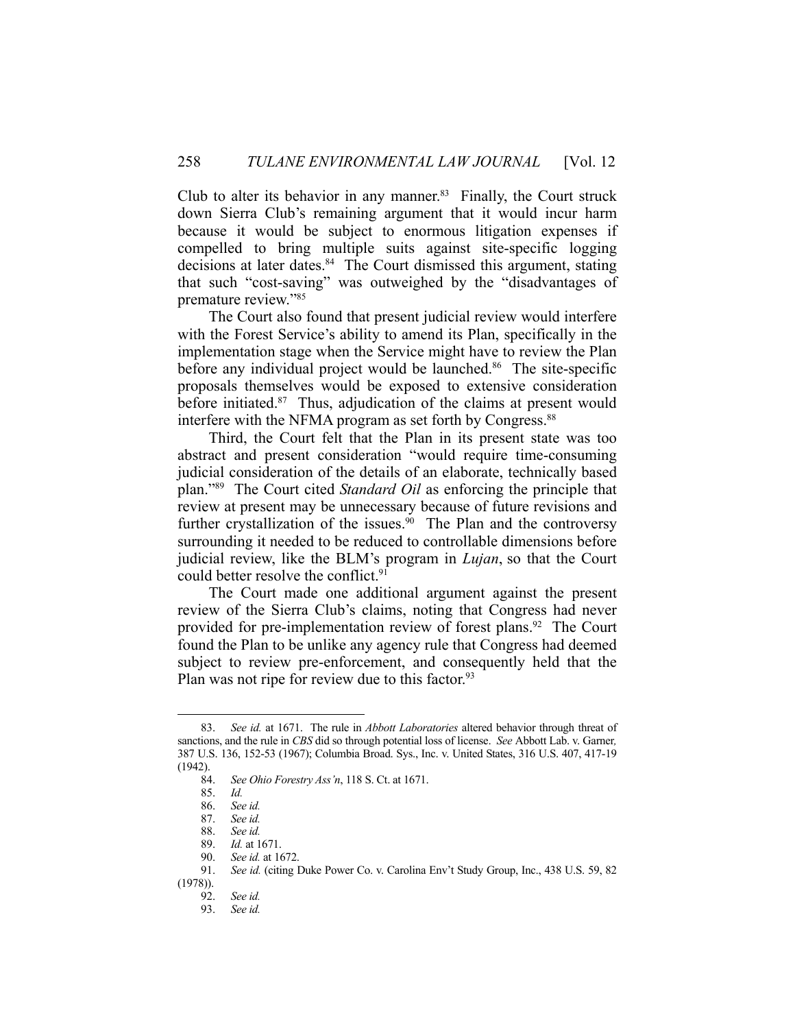Club to alter its behavior in any manner.[83] Finally, the Court struck down Sierra Club's remaining argument that it would incur harm because it would be subject to enormous litigation expenses if compelled to bring multiple suits against site-specific logging decisions at later dates.[84] The Court dismissed this argument, stating that such "cost-saving" was outweighed by the "disadvantages of premature review."[85]

The Court also found that present judicial review would interfere with the Forest Service's ability to amend its Plan, specifically in the implementation stage when the Service might have to review the Plan before any individual project would be launched.[86] The site-specific proposals themselves would be exposed to extensive consideration before initiated.[87] Thus, adjudication of the claims at present would interfere with the NFMA program as set forth by Congress.[88]

Third, the Court felt that the Plan in its present state was too abstract and present consideration "would require time-consuming judicial consideration of the details of an elaborate, technically based plan."[89] The Court cited *Standard Oil* as enforcing the principle that review at present may be unnecessary because of future revisions and further crystallization of the issues.[90] The Plan and the controversy surrounding it needed to be reduced to controllable dimensions before judicial review, like the BLM's program in *Lujan*, so that the Court could better resolve the conflict.[91]

The Court made one additional argument against the present review of the Sierra Club's claims, noting that Congress had never provided for pre-implementation review of forest plans.[92] The Court found the Plan to be unlike any agency rule that Congress had deemed subject to review pre-enforcement, and consequently held that the Plan was not ripe for review due to this factor.[93]

---

83. *See id.* at 1671. The rule in *Abbott Laboratories* altered behavior through threat of sanctions, and the rule in *CBS* did so through potential loss of license. *See* Abbott Lab. v. Garner, 387 U.S. 136, 152-53 (1967); Columbia Broad. Sys., Inc. v. United States, 316 U.S. 407, 417-19 (1942).

84. *See Ohio Forestry Ass'n*, 118 S. Ct. at 1671.

85. *Id.*

86. *See id.*

87. *See id.*

88. *See id.*

89. *Id.* at 1671.

90. *See id.* at 1672.

91. *See id.* (citing Duke Power Co. v. Carolina Env't Study Group, Inc., 438 U.S. 59, 82 (1978)).

92. *See id.*

93. *See id.*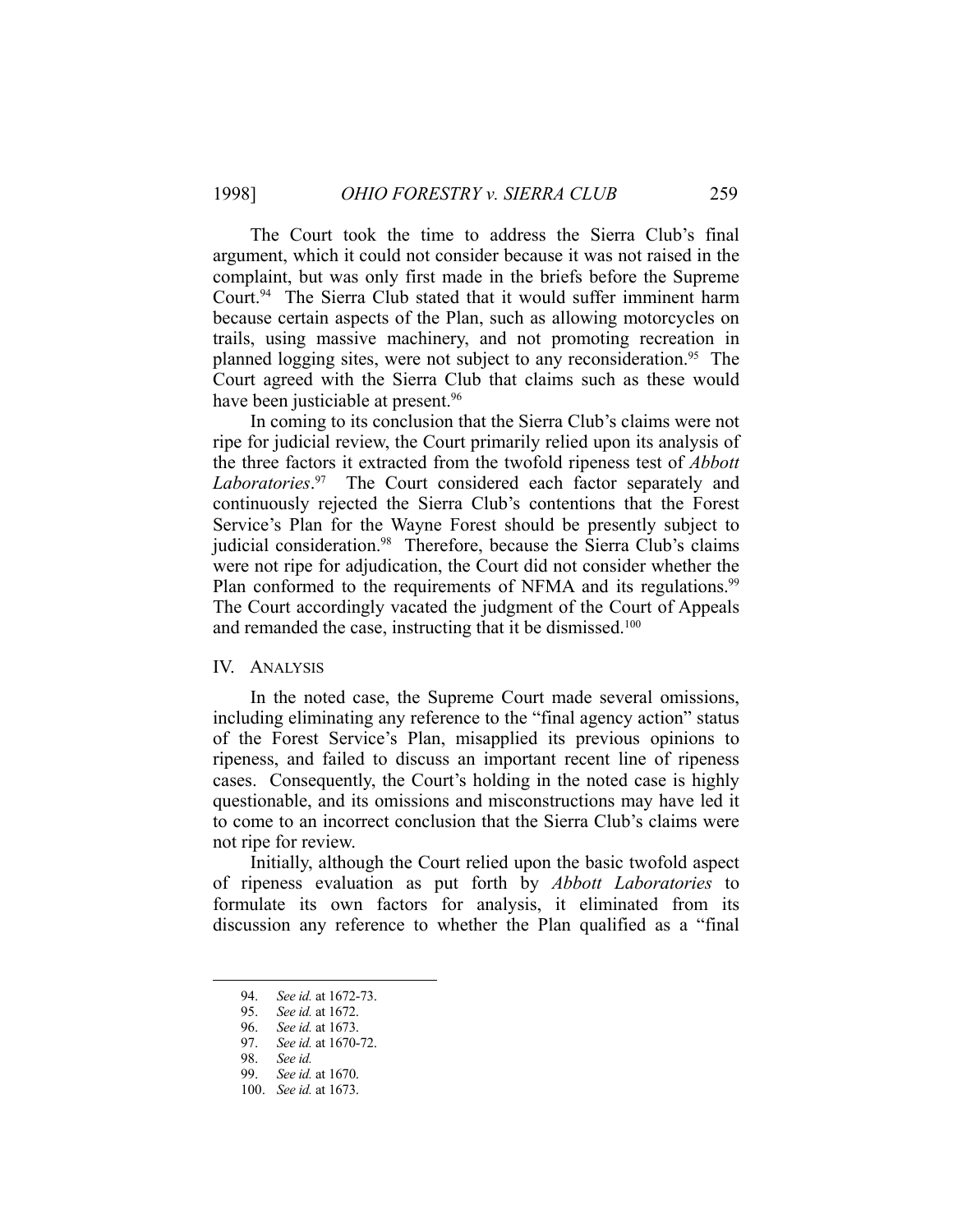The Court took the time to address the Sierra Club's final argument, which it could not consider because it was not raised in the complaint, but was only first made in the briefs before the Supreme Court.[94] The Sierra Club stated that it would suffer imminent harm because certain aspects of the Plan, such as allowing motorcycles on trails, using massive machinery, and not promoting recreation in planned logging sites, were not subject to any reconsideration.[95] The Court agreed with the Sierra Club that claims such as these would have been justiciable at present.[96]

In coming to its conclusion that the Sierra Club's claims were not ripe for judicial review, the Court primarily relied upon its analysis of the three factors it extracted from the twofold ripeness test of *Abbott Laboratories*.[97] The Court considered each factor separately and continuously rejected the Sierra Club's contentions that the Forest Service's Plan for the Wayne Forest should be presently subject to judicial consideration.[98] Therefore, because the Sierra Club's claims were not ripe for adjudication, the Court did not consider whether the Plan conformed to the requirements of NFMA and its regulations.[99] The Court accordingly vacated the judgment of the Court of Appeals and remanded the case, instructing that it be dismissed.[100]

## IV. ANALYSIS

In the noted case, the Supreme Court made several omissions, including eliminating any reference to the "final agency action" status of the Forest Service's Plan, misapplied its previous opinions to ripeness, and failed to discuss an important recent line of ripeness cases. Consequently, the Court's holding in the noted case is highly questionable, and its omissions and misconstructions may have led it to come to an incorrect conclusion that the Sierra Club's claims were not ripe for review.

Initially, although the Court relied upon the basic twofold aspect of ripeness evaluation as put forth by *Abbott Laboratories* to formulate its own factors for analysis, it eliminated from its discussion any reference to whether the Plan qualified as a "final

---

94. *See id.* at 1672-73.
95. *See id.* at 1672.
96. *See id.* at 1673.
97. *See id.* at 1670-72.
98. *See id.*
99. *See id.* at 1670.
100. *See id.* at 1673.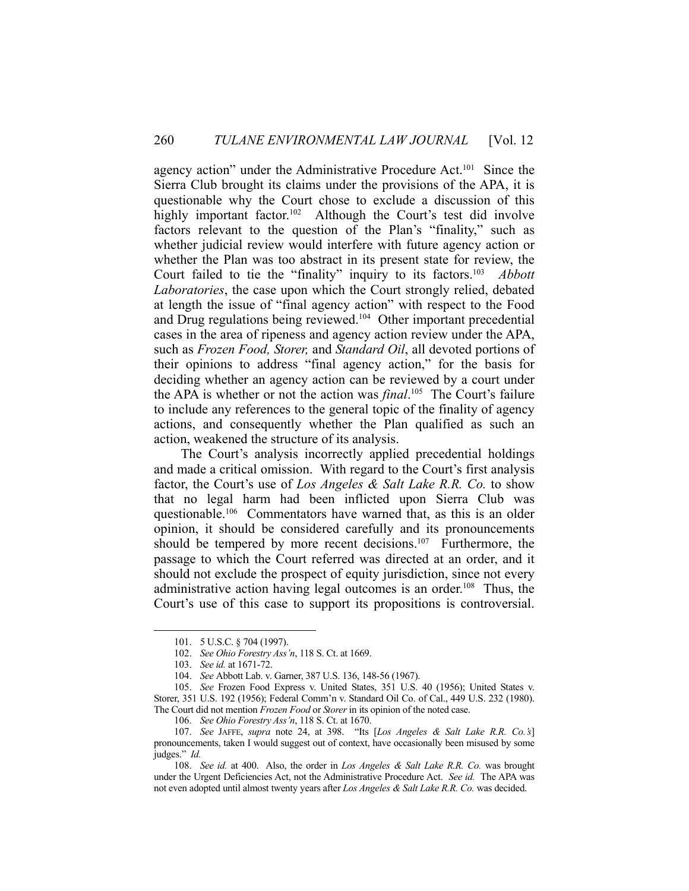agency action" under the Administrative Procedure Act.[101] Since the Sierra Club brought its claims under the provisions of the APA, it is questionable why the Court chose to exclude a discussion of this highly important factor.[102] Although the Court's test did involve factors relevant to the question of the Plan's "finality," such as whether judicial review would interfere with future agency action or whether the Plan was too abstract in its present state for review, the Court failed to tie the "finality" inquiry to its factors.[103] *Abbott Laboratories*, the case upon which the Court strongly relied, debated at length the issue of "final agency action" with respect to the Food and Drug regulations being reviewed.[104] Other important precedential cases in the area of ripeness and agency action review under the APA, such as *Frozen Food, Storer,* and *Standard Oil*, all devoted portions of their opinions to address "final agency action," for the basis for deciding whether an agency action can be reviewed by a court under the APA is whether or not the action was *final*.[105] The Court's failure to include any references to the general topic of the finality of agency actions, and consequently whether the Plan qualified as such an action, weakened the structure of its analysis.

The Court's analysis incorrectly applied precedential holdings and made a critical omission. With regard to the Court's first analysis factor, the Court's use of *Los Angeles & Salt Lake R.R. Co.* to show that no legal harm had been inflicted upon Sierra Club was questionable.[106] Commentators have warned that, as this is an older opinion, it should be considered carefully and its pronouncements should be tempered by more recent decisions.[107] Furthermore, the passage to which the Court referred was directed at an order, and it should not exclude the prospect of equity jurisdiction, since not every administrative action having legal outcomes is an order.[108] Thus, the Court's use of this case to support its propositions is controversial.

---

101. 5 U.S.C. § 704 (1997).

102. *See Ohio Forestry Ass'n*, 118 S. Ct. at 1669.

103. *See id.* at 1671-72.

104. *See* Abbott Lab. v. Garner, 387 U.S. 136, 148-56 (1967).

105. *See* Frozen Food Express v. United States, 351 U.S. 40 (1956); United States v. Storer, 351 U.S. 192 (1956); Federal Comm'n v. Standard Oil Co. of Cal., 449 U.S. 232 (1980). The Court did not mention *Frozen Food* or *Storer* in its opinion of the noted case.

106. *See Ohio Forestry Ass'n*, 118 S. Ct. at 1670.

107. *See* JAFFE, *supra* note 24, at 398. "Its [*Los Angeles & Salt Lake R.R. Co.'s*] pronouncements, taken I would suggest out of context, have occasionally been misused by some judges." *Id.*

108. *See id.* at 400. Also, the order in *Los Angeles & Salt Lake R.R. Co.* was brought under the Urgent Deficiencies Act, not the Administrative Procedure Act. *See id.* The APA was not even adopted until almost twenty years after *Los Angeles & Salt Lake R.R. Co.* was decided.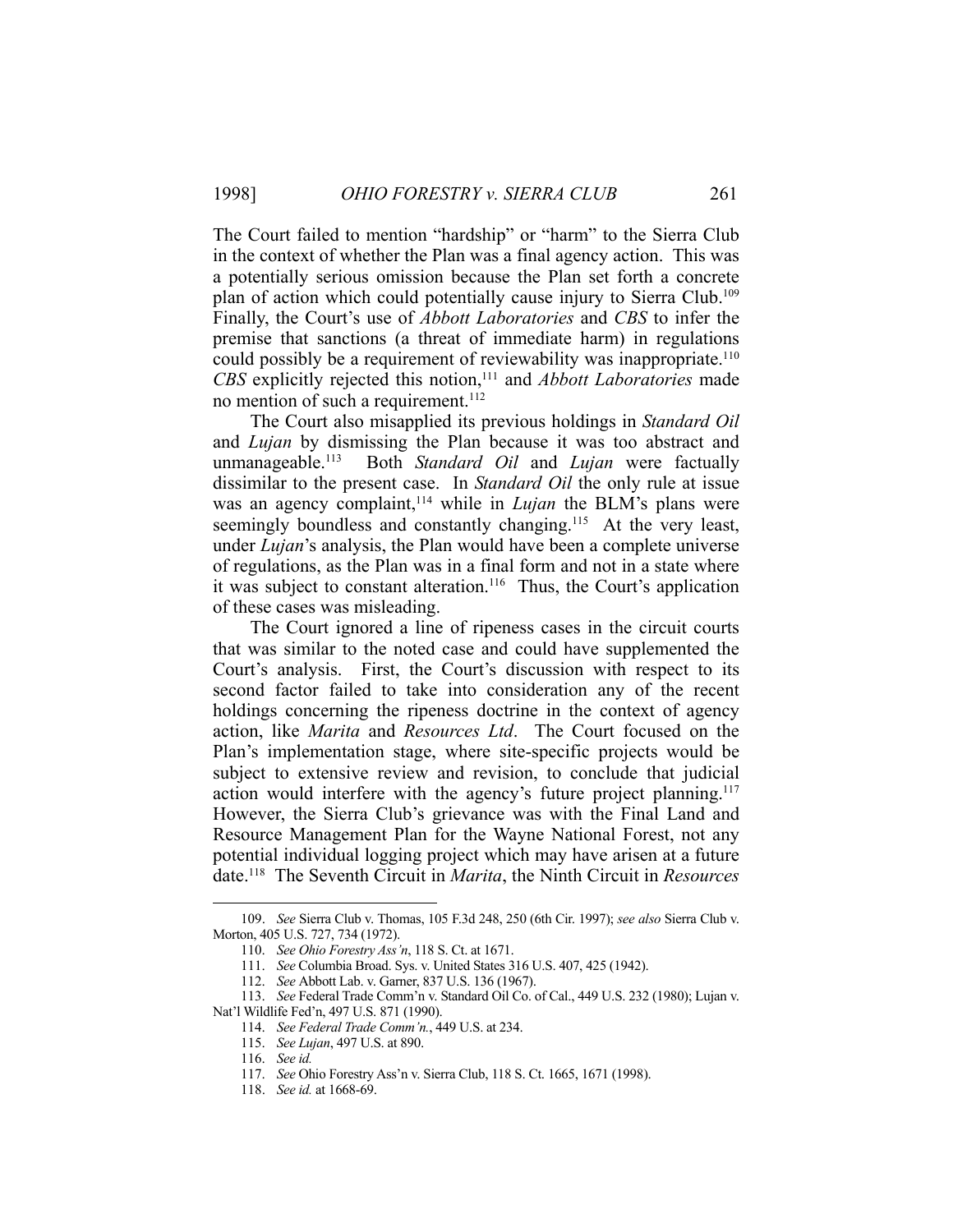The Court failed to mention "hardship" or "harm" to the Sierra Club in the context of whether the Plan was a final agency action. This was a potentially serious omission because the Plan set forth a concrete plan of action which could potentially cause injury to Sierra Club.[109] Finally, the Court's use of *Abbott Laboratories* and *CBS* to infer the premise that sanctions (a threat of immediate harm) in regulations could possibly be a requirement of reviewability was inappropriate.[110] *CBS* explicitly rejected this notion,[111] and *Abbott Laboratories* made no mention of such a requirement.[112]

The Court also misapplied its previous holdings in *Standard Oil* and *Lujan* by dismissing the Plan because it was too abstract and unmanageable.[113] Both *Standard Oil* and *Lujan* were factually dissimilar to the present case. In *Standard Oil* the only rule at issue was an agency complaint,[114] while in *Lujan* the BLM's plans were seemingly boundless and constantly changing.[115] At the very least, under *Lujan*'s analysis, the Plan would have been a complete universe of regulations, as the Plan was in a final form and not in a state where it was subject to constant alteration.[116] Thus, the Court's application of these cases was misleading.

The Court ignored a line of ripeness cases in the circuit courts that was similar to the noted case and could have supplemented the Court's analysis. First, the Court's discussion with respect to its second factor failed to take into consideration any of the recent holdings concerning the ripeness doctrine in the context of agency action, like *Marita* and *Resources Ltd*. The Court focused on the Plan's implementation stage, where site-specific projects would be subject to extensive review and revision, to conclude that judicial action would interfere with the agency's future project planning.[117] However, the Sierra Club's grievance was with the Final Land and Resource Management Plan for the Wayne National Forest, not any potential individual logging project which may have arisen at a future date.[118] The Seventh Circuit in *Marita*, the Ninth Circuit in *Resources*

---

109. *See* Sierra Club v. Thomas, 105 F.3d 248, 250 (6th Cir. 1997); *see also* Sierra Club v. Morton, 405 U.S. 727, 734 (1972).

110. *See Ohio Forestry Ass'n*, 118 S. Ct. at 1671.

111. *See* Columbia Broad. Sys. v. United States 316 U.S. 407, 425 (1942).

112. *See* Abbott Lab. v. Garner, 837 U.S. 136 (1967).

113. *See* Federal Trade Comm'n v. Standard Oil Co. of Cal., 449 U.S. 232 (1980); Lujan v. Nat'l Wildlife Fed'n, 497 U.S. 871 (1990).

114. *See Federal Trade Comm'n.*, 449 U.S. at 234.

115. *See Lujan*, 497 U.S. at 890.

116. *See id.*

117. *See* Ohio Forestry Ass'n v. Sierra Club, 118 S. Ct. 1665, 1671 (1998).

118. *See id.* at 1668-69.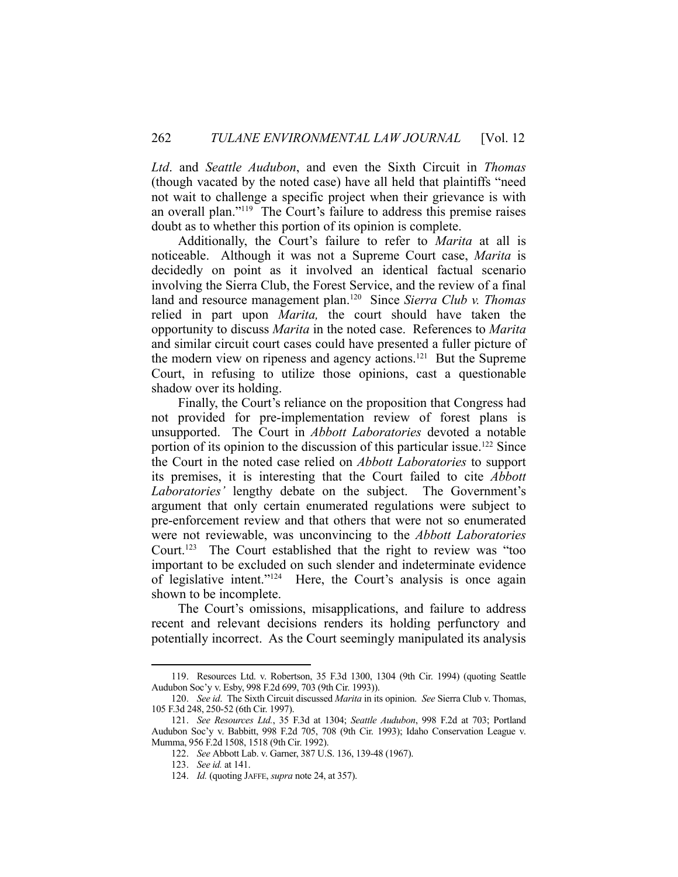*Ltd*. and *Seattle Audubon*, and even the Sixth Circuit in *Thomas* (though vacated by the noted case) have all held that plaintiffs "need not wait to challenge a specific project when their grievance is with an overall plan."[119] The Court's failure to address this premise raises doubt as to whether this portion of its opinion is complete.

Additionally, the Court's failure to refer to *Marita* at all is noticeable. Although it was not a Supreme Court case, *Marita* is decidedly on point as it involved an identical factual scenario involving the Sierra Club, the Forest Service, and the review of a final land and resource management plan.[120] Since *Sierra Club v. Thomas* relied in part upon *Marita,* the court should have taken the opportunity to discuss *Marita* in the noted case. References to *Marita* and similar circuit court cases could have presented a fuller picture of the modern view on ripeness and agency actions.[121] But the Supreme Court, in refusing to utilize those opinions, cast a questionable shadow over its holding.

Finally, the Court's reliance on the proposition that Congress had not provided for pre-implementation review of forest plans is unsupported. The Court in *Abbott Laboratories* devoted a notable portion of its opinion to the discussion of this particular issue.[122] Since the Court in the noted case relied on *Abbott Laboratories* to support its premises, it is interesting that the Court failed to cite *Abbott Laboratories'* lengthy debate on the subject. The Government's argument that only certain enumerated regulations were subject to pre-enforcement review and that others that were not so enumerated were not reviewable, was unconvincing to the *Abbott Laboratories* Court.[123] The Court established that the right to review was "too important to be excluded on such slender and indeterminate evidence of legislative intent."[124] Here, the Court's analysis is once again shown to be incomplete.

The Court's omissions, misapplications, and failure to address recent and relevant decisions renders its holding perfunctory and potentially incorrect. As the Court seemingly manipulated its analysis

---

119. Resources Ltd. v. Robertson, 35 F.3d 1300, 1304 (9th Cir. 1994) (quoting Seattle Audubon Soc'y v. Esby, 998 F.2d 699, 703 (9th Cir. 1993)).

120. *See id*. The Sixth Circuit discussed *Marita* in its opinion. *See* Sierra Club v. Thomas, 105 F.3d 248, 250-52 (6th Cir. 1997).

121. *See Resources Ltd.*, 35 F.3d at 1304; *Seattle Audubon*, 998 F.2d at 703; Portland Audubon Soc'y v. Babbitt, 998 F.2d 705, 708 (9th Cir. 1993); Idaho Conservation League v. Mumma, 956 F.2d 1508, 1518 (9th Cir. 1992).

122. *See* Abbott Lab. v. Garner, 387 U.S. 136, 139-48 (1967).

123. *See id.* at 141.

124. *Id.* (quoting JAFFE, *supra* note 24, at 357).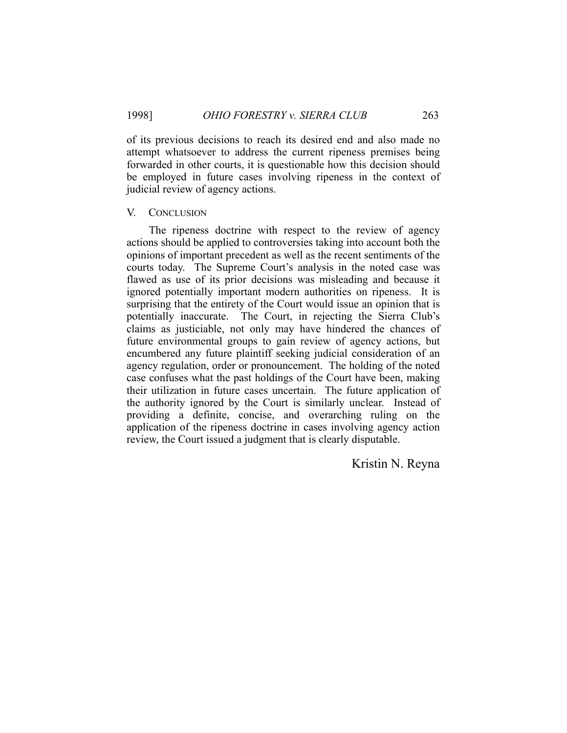of its previous decisions to reach its desired end and also made no attempt whatsoever to address the current ripeness premises being forwarded in other courts, it is questionable how this decision should be employed in future cases involving ripeness in the context of judicial review of agency actions.

## V. CONCLUSION

The ripeness doctrine with respect to the review of agency actions should be applied to controversies taking into account both the opinions of important precedent as well as the recent sentiments of the courts today. The Supreme Court's analysis in the noted case was flawed as use of its prior decisions was misleading and because it ignored potentially important modern authorities on ripeness. It is surprising that the entirety of the Court would issue an opinion that is potentially inaccurate. The Court, in rejecting the Sierra Club's claims as justiciable, not only may have hindered the chances of future environmental groups to gain review of agency actions, but encumbered any future plaintiff seeking judicial consideration of an agency regulation, order or pronouncement. The holding of the noted case confuses what the past holdings of the Court have been, making their utilization in future cases uncertain. The future application of the authority ignored by the Court is similarly unclear. Instead of providing a definite, concise, and overarching ruling on the application of the ripeness doctrine in cases involving agency action review, the Court issued a judgment that is clearly disputable.

Kristin N. Reyna